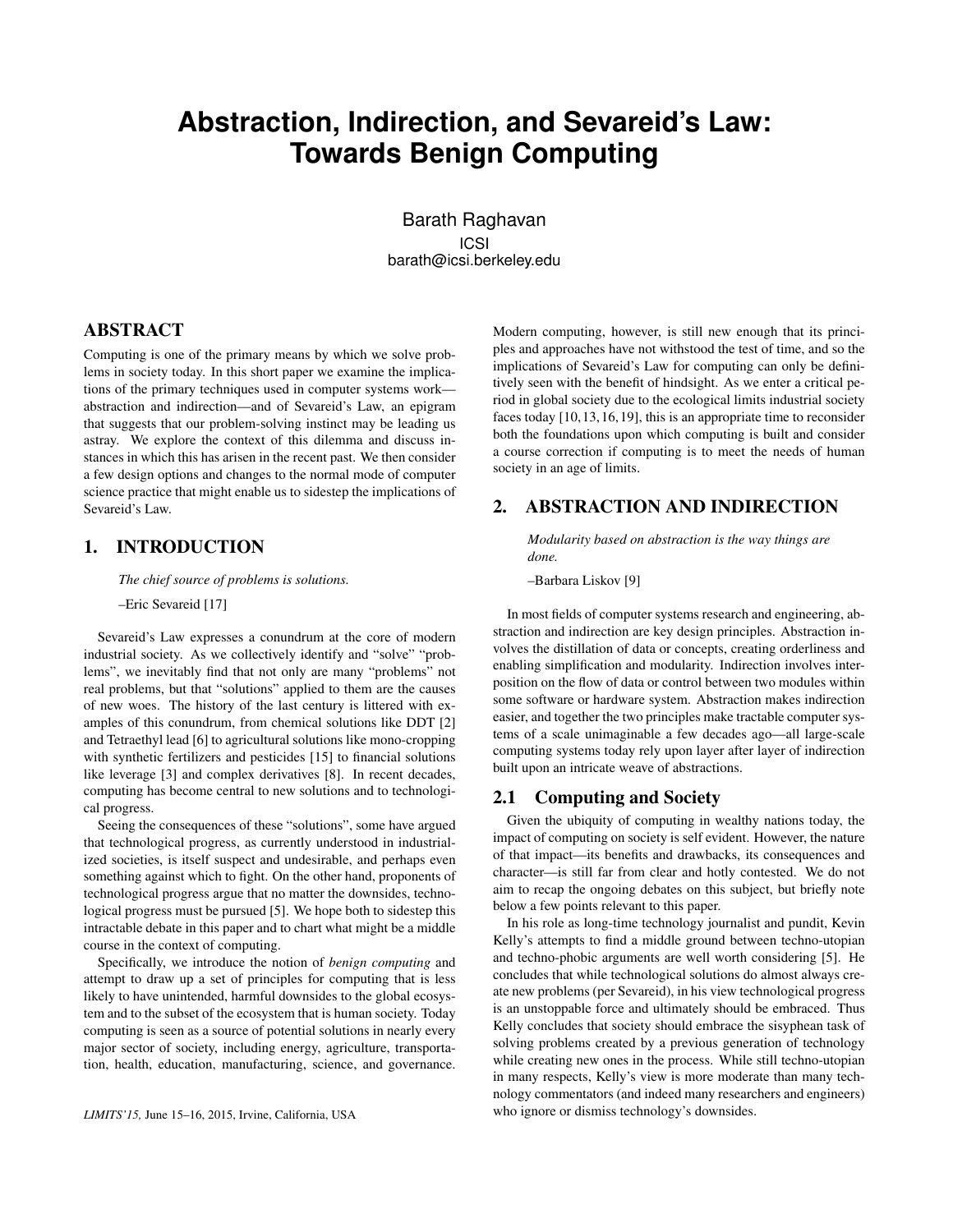# Abstraction, Indirection, and Sevareid's Law: Towards Benign Computing

Barath Raghavan
ICSI
barath@icsi.berkeley.edu

## ABSTRACT

Computing is one of the primary means by which we solve problems in society today. In this short paper we examine the implications of the primary techniques used in computer systems work—abstraction and indirection—and of Sevareid's Law, an epigram that suggests that our problem-solving instinct may be leading us astray. We explore the context of this dilemma and discuss instances in which this has arisen in the recent past. We then consider a few design options and changes to the normal mode of computer science practice that might enable us to sidestep the implications of Sevareid's Law.

## 1. INTRODUCTION

> *The chief source of problems is solutions.*
>
> –Eric Sevareid [17]

Sevareid's Law expresses a conundrum at the core of modern industrial society. As we collectively identify and "solve" "problems", we inevitably find that not only are many "problems" not real problems, but that "solutions" applied to them are the causes of new woes. The history of the last century is littered with examples of this conundrum, from chemical solutions like DDT [2] and Tetraethyl lead [6] to agricultural solutions like mono-cropping with synthetic fertilizers and pesticides [15] to financial solutions like leverage [3] and complex derivatives [8]. In recent decades, computing has become central to new solutions and to technological progress.

Seeing the consequences of these "solutions", some have argued that technological progress, as currently understood in industrialized societies, is itself suspect and undesirable, and perhaps even something against which to fight. On the other hand, proponents of technological progress argue that no matter the downsides, technological progress must be pursued [5]. We hope both to sidestep this intractable debate in this paper and to chart what might be a middle course in the context of computing.

Specifically, we introduce the notion of *benign computing* and attempt to draw up a set of principles for computing that is less likely to have unintended, harmful downsides to the global ecosystem and to the subset of the ecosystem that is human society. Today computing is seen as a source of potential solutions in nearly every major sector of society, including energy, agriculture, transportation, health, education, manufacturing, science, and governance. Modern computing, however, is still new enough that its principles and approaches have not withstood the test of time, and so the implications of Sevareid's Law for computing can only be definitively seen with the benefit of hindsight. As we enter a critical period in global society due to the ecological limits industrial society faces today [10,13,16,19], this is an appropriate time to reconsider both the foundations upon which computing is built and consider a course correction if computing is to meet the needs of human society in an age of limits.

## 2. ABSTRACTION AND INDIRECTION

> *Modularity based on abstraction is the way things are done.*
>
> –Barbara Liskov [9]

In most fields of computer systems research and engineering, abstraction and indirection are key design principles. Abstraction involves the distillation of data or concepts, creating orderliness and enabling simplification and modularity. Indirection involves interposition on the flow of data or control between two modules within some software or hardware system. Abstraction makes indirection easier, and together the two principles make tractable computer systems of a scale unimaginable a few decades ago—all large-scale computing systems today rely upon layer after layer of indirection built upon an intricate weave of abstractions.

### 2.1 Computing and Society

Given the ubiquity of computing in wealthy nations today, the impact of computing on society is self evident. However, the nature of that impact—its benefits and drawbacks, its consequences and character—is still far from clear and hotly contested. We do not aim to recap the ongoing debates on this subject, but briefly note below a few points relevant to this paper.

In his role as long-time technology journalist and pundit, Kevin Kelly's attempts to find a middle ground between techno-utopian and techno-phobic arguments are well worth considering [5]. He concludes that while technological solutions do almost always create new problems (per Sevareid), in his view technological progress is an unstoppable force and ultimately should be embraced. Thus Kelly concludes that society should embrace the sisyphean task of solving problems created by a previous generation of technology while creating new ones in the process. While still techno-utopian in many respects, Kelly's view is more moderate than many technology commentators (and indeed many researchers and engineers) who ignore or dismiss technology's downsides.

*LIMITS'15,* June 15–16, 2015, Irvine, California, USA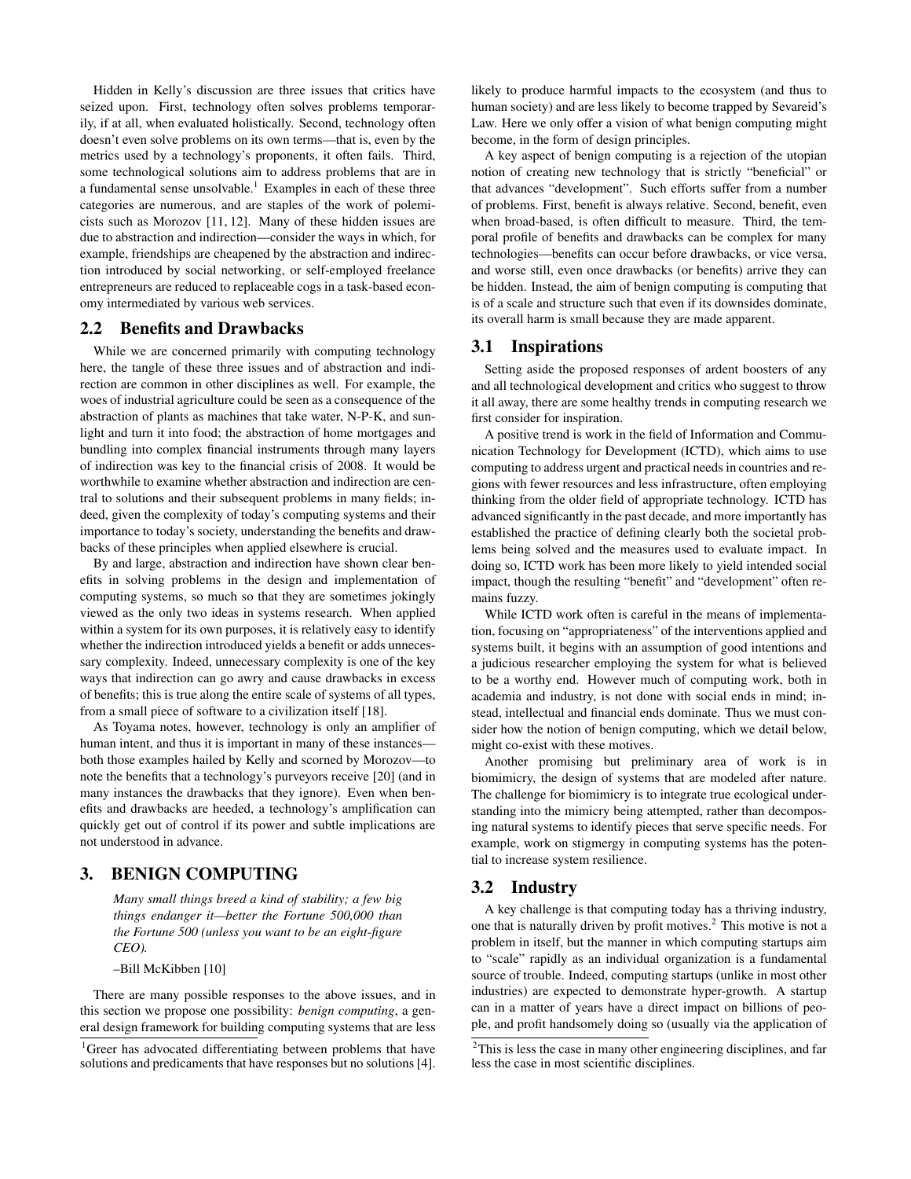Hidden in Kelly's discussion are three issues that critics have seized upon. First, technology often solves problems temporarily, if at all, when evaluated holistically. Second, technology often doesn't even solve problems on its own terms—that is, even by the metrics used by a technology's proponents, it often fails. Third, some technological solutions aim to address problems that are in a fundamental sense unsolvable.[1] Examples in each of these three categories are numerous, and are staples of the work of polemicists such as Morozov [11, 12]. Many of these hidden issues are due to abstraction and indirection—consider the ways in which, for example, friendships are cheapened by the abstraction and indirection introduced by social networking, or self-employed freelance entrepreneurs are reduced to replaceable cogs in a task-based economy intermediated by various web services.

## 2.2 Benefits and Drawbacks

While we are concerned primarily with computing technology here, the tangle of these three issues and of abstraction and indirection are common in other disciplines as well. For example, the woes of industrial agriculture could be seen as a consequence of the abstraction of plants as machines that take water, N-P-K, and sunlight and turn it into food; the abstraction of home mortgages and bundling into complex financial instruments through many layers of indirection was key to the financial crisis of 2008. It would be worthwhile to examine whether abstraction and indirection are central to solutions and their subsequent problems in many fields; indeed, given the complexity of today's computing systems and their importance to today's society, understanding the benefits and drawbacks of these principles when applied elsewhere is crucial.

By and large, abstraction and indirection have shown clear benefits in solving problems in the design and implementation of computing systems, so much so that they are sometimes jokingly viewed as the only two ideas in systems research. When applied within a system for its own purposes, it is relatively easy to identify whether the indirection introduced yields a benefit or adds unnecessary complexity. Indeed, unnecessary complexity is one of the key ways that indirection can go awry and cause drawbacks in excess of benefits; this is true along the entire scale of systems of all types, from a small piece of software to a civilization itself [18].

As Toyama notes, however, technology is only an amplifier of human intent, and thus it is important in many of these instances—both those examples hailed by Kelly and scorned by Morozov—to note the benefits that a technology's purveyors receive [20] (and in many instances the drawbacks that they ignore). Even when benefits and drawbacks are heeded, a technology's amplification can quickly get out of control if its power and subtle implications are not understood in advance.

# 3. BENIGN COMPUTING

> *Many small things breed a kind of stability; a few big things endanger it—better the Fortune 500,000 than the Fortune 500 (unless you want to be an eight-figure CEO).*
>
> –Bill McKibben [10]

There are many possible responses to the above issues, and in this section we propose one possibility: *benign computing*, a general design framework for building computing systems that are less likely to produce harmful impacts to the ecosystem (and thus to human society) and are less likely to become trapped by Sevareid's Law. Here we only offer a vision of what benign computing might become, in the form of design principles.

A key aspect of benign computing is a rejection of the utopian notion of creating new technology that is strictly "beneficial" or that advances "development". Such efforts suffer from a number of problems. First, benefit is always relative. Second, benefit, even when broad-based, is often difficult to measure. Third, the temporal profile of benefits and drawbacks can be complex for many technologies—benefits can occur before drawbacks, or vice versa, and worse still, even once drawbacks (or benefits) arrive they can be hidden. Instead, the aim of benign computing is computing that is of a scale and structure such that even if its downsides dominate, its overall harm is small because they are made apparent.

## 3.1 Inspirations

Setting aside the proposed responses of ardent boosters of any and all technological development and critics who suggest to throw it all away, there are some healthy trends in computing research we first consider for inspiration.

A positive trend is work in the field of Information and Communication Technology for Development (ICTD), which aims to use computing to address urgent and practical needs in countries and regions with fewer resources and less infrastructure, often employing thinking from the older field of appropriate technology. ICTD has advanced significantly in the past decade, and more importantly has established the practice of defining clearly both the societal problems being solved and the measures used to evaluate impact. In doing so, ICTD work has been more likely to yield intended social impact, though the resulting "benefit" and "development" often remains fuzzy.

While ICTD work often is careful in the means of implementation, focusing on "appropriateness" of the interventions applied and systems built, it begins with an assumption of good intentions and a judicious researcher employing the system for what is believed to be a worthy end. However much of computing work, both in academia and industry, is not done with social ends in mind; instead, intellectual and financial ends dominate. Thus we must consider how the notion of benign computing, which we detail below, might co-exist with these motives.

Another promising but preliminary area of work is in biomimicry, the design of systems that are modeled after nature. The challenge for biomimicry is to integrate true ecological understanding into the mimicry being attempted, rather than decomposing natural systems to identify pieces that serve specific needs. For example, work on stigmergy in computing systems has the potential to increase system resilience.

## 3.2 Industry

A key challenge is that computing today has a thriving industry, one that is naturally driven by profit motives.[2] This motive is not a problem in itself, but the manner in which computing startups aim to "scale" rapidly as an individual organization is a fundamental source of trouble. Indeed, computing startups (unlike in most other industries) are expected to demonstrate hyper-growth. A startup can in a matter of years have a direct impact on billions of people, and profit handsomely doing so (usually via the application of

[1] Greer has advocated differentiating between problems that have solutions and predicaments that have responses but no solutions [4].

[2] This is less the case in many other engineering disciplines, and far less the case in most scientific disciplines.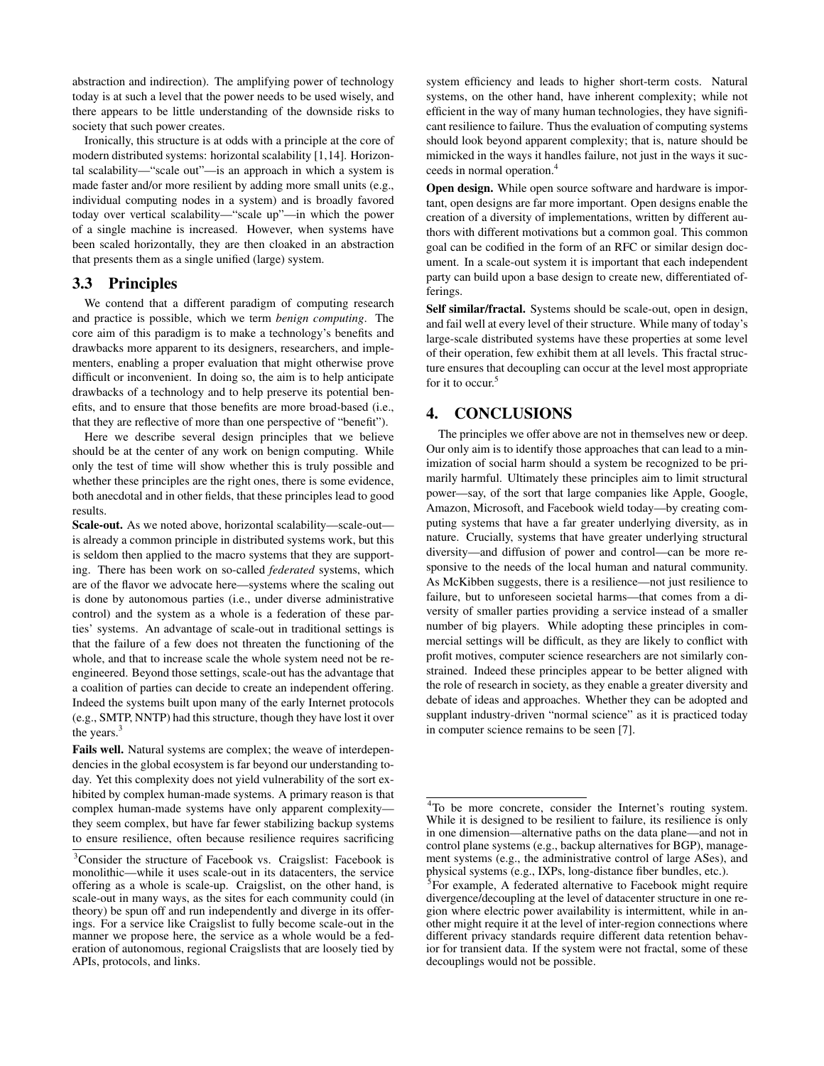abstraction and indirection). The amplifying power of technology today is at such a level that the power needs to be used wisely, and there appears to be little understanding of the downside risks to society that such power creates.

Ironically, this structure is at odds with a principle at the core of modern distributed systems: horizontal scalability [1,14]. Horizontal scalability—"scale out"—is an approach in which a system is made faster and/or more resilient by adding more small units (e.g., individual computing nodes in a system) and is broadly favored today over vertical scalability—"scale up"—in which the power of a single machine is increased. However, when systems have been scaled horizontally, they are then cloaked in an abstraction that presents them as a single unified (large) system.

## 3.3 Principles

We contend that a different paradigm of computing research and practice is possible, which we term *benign computing*. The core aim of this paradigm is to make a technology's benefits and drawbacks more apparent to its designers, researchers, and implementers, enabling a proper evaluation that might otherwise prove difficult or inconvenient. In doing so, the aim is to help anticipate drawbacks of a technology and to help preserve its potential benefits, and to ensure that those benefits are more broad-based (i.e., that they are reflective of more than one perspective of "benefit").

Here we describe several design principles that we believe should be at the center of any work on benign computing. While only the test of time will show whether this is truly possible and whether these principles are the right ones, there is some evidence, both anecdotal and in other fields, that these principles lead to good results.

**Scale-out.** As we noted above, horizontal scalability—scale-out—is already a common principle in distributed systems work, but this is seldom then applied to the macro systems that they are supporting. There has been work on so-called *federated* systems, which are of the flavor we advocate here—systems where the scaling out is done by autonomous parties (i.e., under diverse administrative control) and the system as a whole is a federation of these parties' systems. An advantage of scale-out in traditional settings is that the failure of a few does not threaten the functioning of the whole, and that to increase scale the whole system need not be reengineered. Beyond those settings, scale-out has the advantage that a coalition of parties can decide to create an independent offering. Indeed the systems built upon many of the early Internet protocols (e.g., SMTP, NNTP) had this structure, though they have lost it over the years.[3]

**Fails well.** Natural systems are complex; the weave of interdependencies in the global ecosystem is far beyond our understanding today. Yet this complexity does not yield vulnerability of the sort exhibited by complex human-made systems. A primary reason is that complex human-made systems have only apparent complexity—they seem complex, but have far fewer stabilizing backup systems to ensure resilience, often because resilience requires sacrificing system efficiency and leads to higher short-term costs. Natural systems, on the other hand, have inherent complexity; while not efficient in the way of many human technologies, they have significant resilience to failure. Thus the evaluation of computing systems should look beyond apparent complexity; that is, nature should be mimicked in the ways it handles failure, not just in the ways it succeeds in normal operation.[4]

**Open design.** While open source software and hardware is important, open designs are far more important. Open designs enable the creation of a diversity of implementations, written by different authors with different motivations but a common goal. This common goal can be codified in the form of an RFC or similar design document. In a scale-out system it is important that each independent party can build upon a base design to create new, differentiated offerings.

**Self similar/fractal.** Systems should be scale-out, open in design, and fail well at every level of their structure. While many of today's large-scale distributed systems have these properties at some level of their operation, few exhibit them at all levels. This fractal structure ensures that decoupling can occur at the level most appropriate for it to occur.[5]

# 4. CONCLUSIONS

The principles we offer above are not in themselves new or deep. Our only aim is to identify those approaches that can lead to a minimization of social harm should a system be recognized to be primarily harmful. Ultimately these principles aim to limit structural power—say, of the sort that large companies like Apple, Google, Amazon, Microsoft, and Facebook wield today—by creating computing systems that have a far greater underlying diversity, as in nature. Crucially, systems that have greater underlying structural diversity—and diffusion of power and control—can be more responsive to the needs of the local human and natural community. As McKibben suggests, there is a resilience—not just resilience to failure, but to unforeseen societal harms—that comes from a diversity of smaller parties providing a service instead of a smaller number of big players. While adopting these principles in commercial settings will be difficult, as they are likely to conflict with profit motives, computer science researchers are not similarly constrained. Indeed these principles appear to be better aligned with the role of research in society, as they enable a greater diversity and debate of ideas and approaches. Whether they can be adopted and supplant industry-driven "normal science" as it is practiced today in computer science remains to be seen [7].

---

[3] Consider the structure of Facebook vs. Craigslist: Facebook is monolithic—while it uses scale-out in its datacenters, the service offering as a whole is scale-up. Craigslist, on the other hand, is scale-out in many ways, as the sites for each community could (in theory) be spun off and run independently and diverge in its offerings. For a service like Craigslist to fully become scale-out in the manner we propose here, the service as a whole would be a federation of autonomous, regional Craigslists that are loosely tied by APIs, protocols, and links.

[4] To be more concrete, consider the Internet's routing system. While it is designed to be resilient to failure, its resilience is only in one dimension—alternative paths on the data plane—and not in control plane systems (e.g., backup alternatives for BGP), management systems (e.g., the administrative control of large ASes), and physical systems (e.g., IXPs, long-distance fiber bundles, etc.).

[5] For example, A federated alternative to Facebook might require divergence/decoupling at the level of datacenter structure in one region where electric power availability is intermittent, while in another might require it at the level of inter-region connections where different privacy standards require different data retention behavior for transient data. If the system were not fractal, some of these decouplings would not be possible.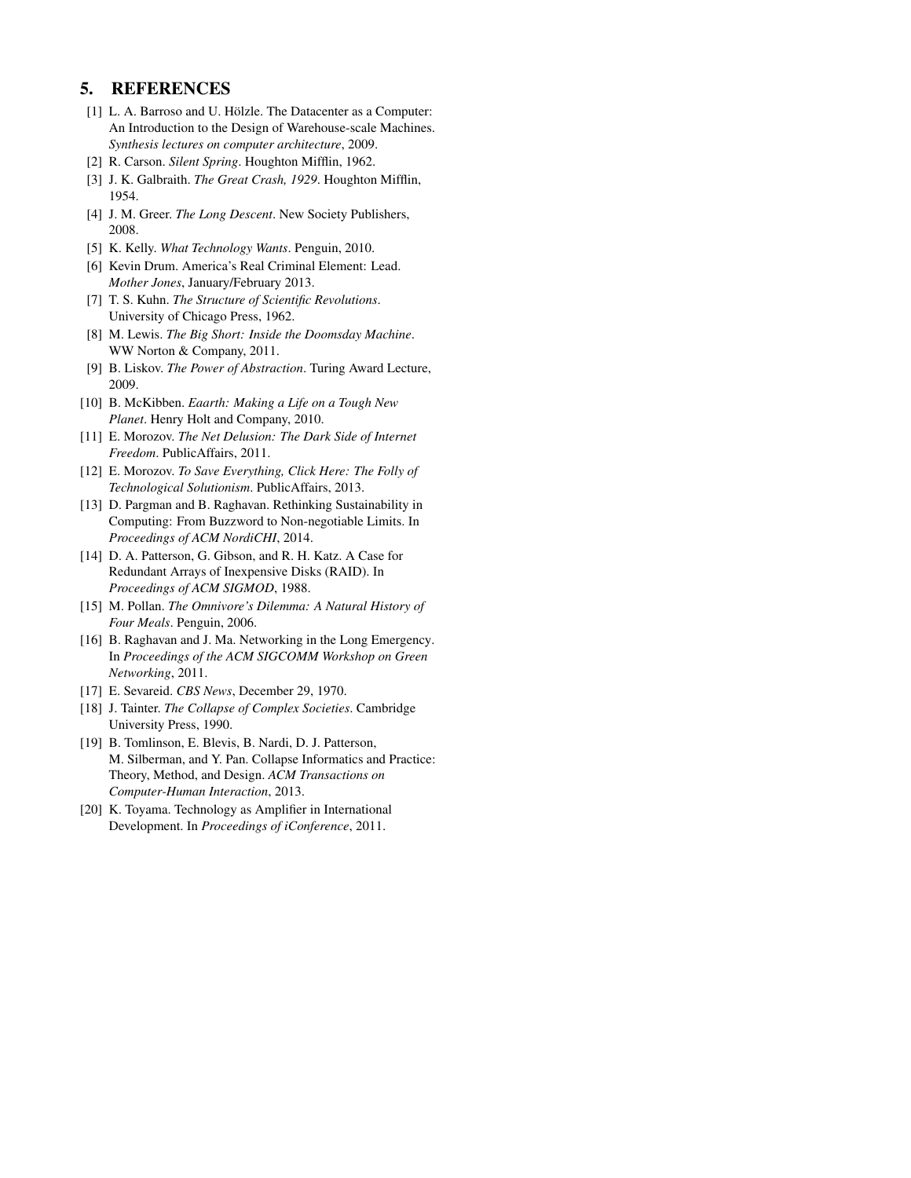## 5. REFERENCES

[1] L. A. Barroso and U. Hölzle. The Datacenter as a Computer: An Introduction to the Design of Warehouse-scale Machines. *Synthesis lectures on computer architecture*, 2009.

[2] R. Carson. *Silent Spring*. Houghton Mifflin, 1962.

[3] J. K. Galbraith. *The Great Crash, 1929*. Houghton Mifflin, 1954.

[4] J. M. Greer. *The Long Descent*. New Society Publishers, 2008.

[5] K. Kelly. *What Technology Wants*. Penguin, 2010.

[6] Kevin Drum. America's Real Criminal Element: Lead. *Mother Jones*, January/February 2013.

[7] T. S. Kuhn. *The Structure of Scientific Revolutions*. University of Chicago Press, 1962.

[8] M. Lewis. *The Big Short: Inside the Doomsday Machine*. WW Norton & Company, 2011.

[9] B. Liskov. *The Power of Abstraction*. Turing Award Lecture, 2009.

[10] B. McKibben. *Eaarth: Making a Life on a Tough New Planet*. Henry Holt and Company, 2010.

[11] E. Morozov. *The Net Delusion: The Dark Side of Internet Freedom*. PublicAffairs, 2011.

[12] E. Morozov. *To Save Everything, Click Here: The Folly of Technological Solutionism*. PublicAffairs, 2013.

[13] D. Pargman and B. Raghavan. Rethinking Sustainability in Computing: From Buzzword to Non-negotiable Limits. In *Proceedings of ACM NordiCHI*, 2014.

[14] D. A. Patterson, G. Gibson, and R. H. Katz. A Case for Redundant Arrays of Inexpensive Disks (RAID). In *Proceedings of ACM SIGMOD*, 1988.

[15] M. Pollan. *The Omnivore's Dilemma: A Natural History of Four Meals*. Penguin, 2006.

[16] B. Raghavan and J. Ma. Networking in the Long Emergency. In *Proceedings of the ACM SIGCOMM Workshop on Green Networking*, 2011.

[17] E. Sevareid. *CBS News*, December 29, 1970.

[18] J. Tainter. *The Collapse of Complex Societies*. Cambridge University Press, 1990.

[19] B. Tomlinson, E. Blevis, B. Nardi, D. J. Patterson, M. Silberman, and Y. Pan. Collapse Informatics and Practice: Theory, Method, and Design. *ACM Transactions on Computer-Human Interaction*, 2013.

[20] K. Toyama. Technology as Amplifier in International Development. In *Proceedings of iConference*, 2011.